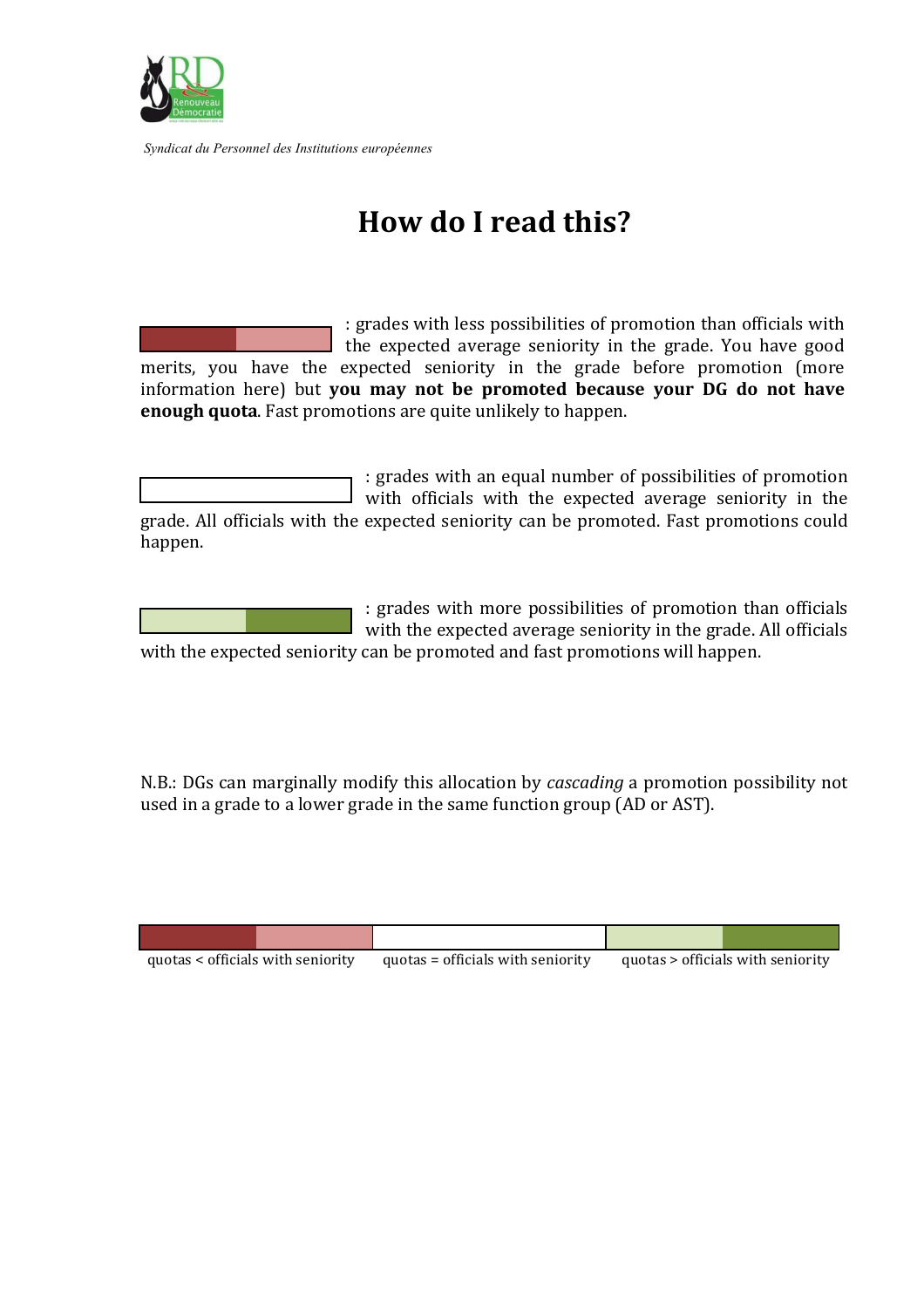Syndicat du Personnel des Institutions européennes

# How do I read this?

: grades with less possibilities of promotion than officials with the expected average seniority in the grade. You have good merits, you have the expected seniority in the grade before promotion (more information here) but **you may not be promoted because your DG do not have enough quota**. Fast promotions are quite unlikely to happen.

: grades with an equal number of possibilities of promotion with officials with the expected average seniority in the grade. All officials with the expected seniority can be promoted. Fast promotions could happen.

: grades with more possibilities of promotion than officials with the expected average seniority in the grade. All officials with the expected seniority can be promoted and fast promotions will happen.

N.B.: DGs can marginally modify this allocation by *cascading* a promotion possibility not used in a grade to a lower grade in the same function group (AD or AST).

quotas < officials with seniority

quotas = officials with seniority

quotas > officials with seniority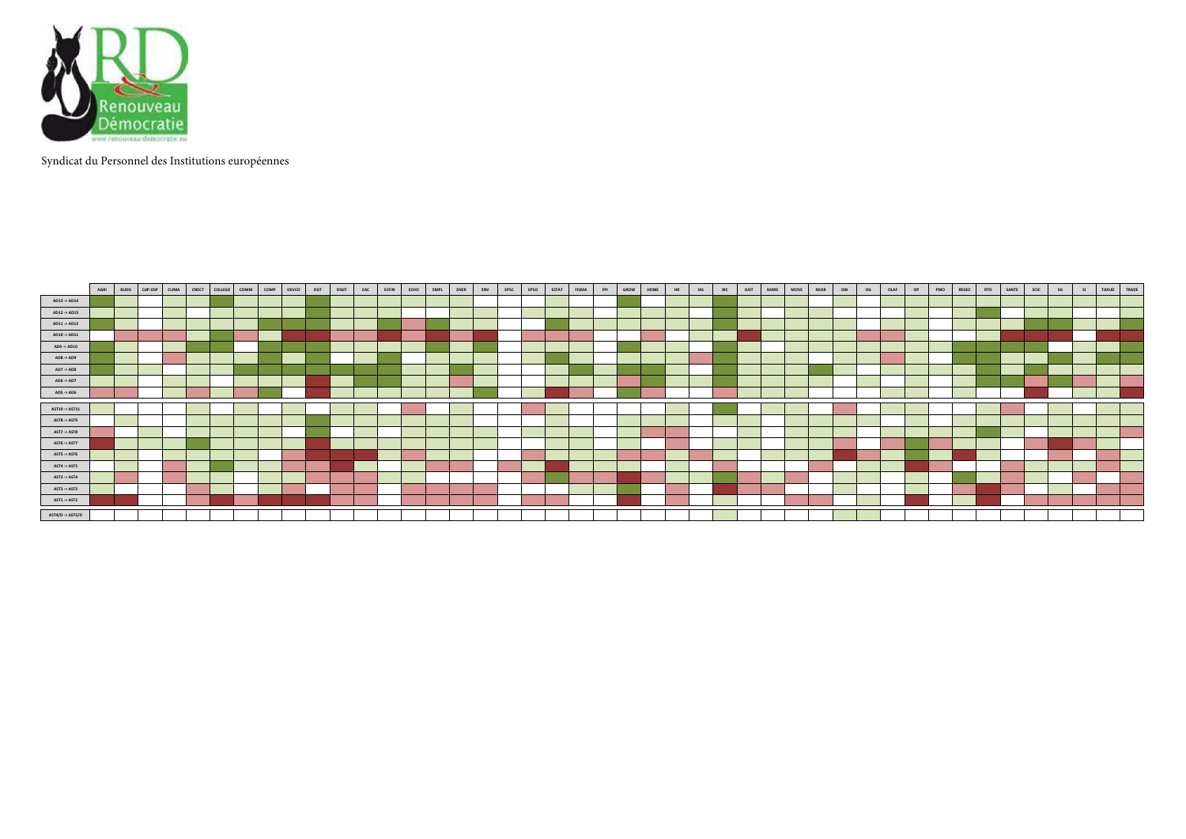RD Renouveau Démocratie

www.renouveau-democratie.eu

Syndicat du Personnel des Institutions européennes

| | AGRI | BUDG | CdP-OSP | CLIMA | CNECT | COLLEGE | COMM | COMP | DEVCO | DGT | DIGIT | EAC | ECFIN | ECHO | EMPL | ENER | ENV | EPSC | EPSO | ESTAT | FISMA | FPI | GROW | HOME | HR | IAS | JRC | JUST | MARE | MOVE | NEAR | OIB | OIL | OLAF | OP | PMO | REGIO | RTD | SANTE | SCIC | SG | SJ | TAXUD | TRADE |
|---|---|---|---|---|---|---|---|---|---|---|---|---|---|---|---|---|---|---|---|---|---|---|---|---|---|---|---|---|---|---|---|---|---|---|---|---|---|---|---|---|---|---|---|---|
| AD13 -> AD14 | | | | | | | | | | | | | | | | | | | | | | | | | | | | | | | | | | | | | | | | | | | | |
| AD12 -> AD13 | | | | | | | | | | | | | | | | | | | | | | | | | | | | | | | | | | | | | | | | | | | | |
| AD11 -> AD12 | | | | | | | | | | | | | | | | | | | | | | | | | | | | | | | | | | | | | | | | | | | | |
| AD10 -> AD11 | | | | | | | | | | | | | | | | | | | | | | | | | | | | | | | | | | | | | | | | | | | | |
| AD9 -> AD10 | | | | | | | | | | | | | | | | | | | | | | | | | | | | | | | | | | | | | | | | | | | | |
| AD8 -> AD9 | | | | | | | | | | | | | | | | | | | | | | | | | | | | | | | | | | | | | | | | | | | | |
| AD7 -> AD8 | | | | | | | | | | | | | | | | | | | | | | | | | | | | | | | | | | | | | | | | | | | | |
| AD6 -> AD7 | | | | | | | | | | | | | | | | | | | | | | | | | | | | | | | | | | | | | | | | | | | | |
| AD5 -> AD6 | | | | | | | | | | | | | | | | | | | | | | | | | | | | | | | | | | | | | | | | | | | | |
| AST10 -> AST11 | | | | | | | | | | | | | | | | | | | | | | | | | | | | | | | | | | | | | | | | | | | | |
| AST8 -> AST9 | | | | | | | | | | | | | | | | | | | | | | | | | | | | | | | | | | | | | | | | | | | | |
| AST7 -> AST8 | | | | | | | | | | | | | | | | | | | | | | | | | | | | | | | | | | | | | | | | | | | | |
| AST6 -> AST7 | | | | | | | | | | | | | | | | | | | | | | | | | | | | | | | | | | | | | | | | | | | | |
| AST5 -> AST6 | | | | | | | | | | | | | | | | | | | | | | | | | | | | | | | | | | | | | | | | | | | | |
| AST4 -> AST5 | | | | | | | | | | | | | | | | | | | | | | | | | | | | | | | | | | | | | | | | | | | | |
| AST3 -> AST4 | | | | | | | | | | | | | | | | | | | | | | | | | | | | | | | | | | | | | | | | | | | | |
| AST2 -> AST3 | | | | | | | | | | | | | | | | | | | | | | | | | | | | | | | | | | | | | | | | | | | | |
| AST1 -> AST2 | | | | | | | | | | | | | | | | | | | | | | | | | | | | | | | | | | | | | | | | | | | | |
| AST4/D -> AST5/D | | | | | | | | | | | | | | | | | | | | | | | | | | | | | | | | | | | | | | | | | | | | |